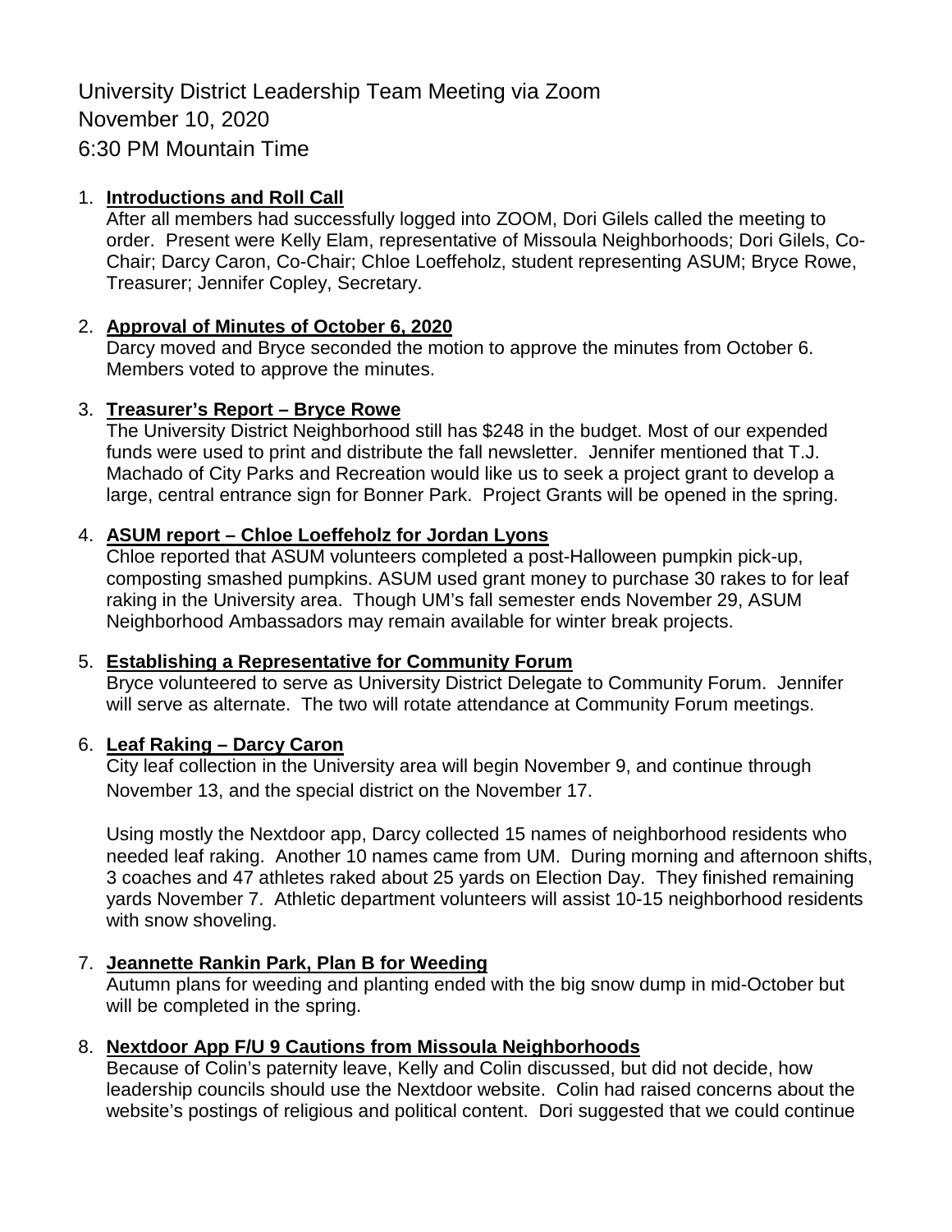# University District Leadership Team Meeting via Zoom
November 10, 2020
6:30 PM Mountain Time

1. **Introductions and Roll Call**
   After all members had successfully logged into ZOOM, Dori Gilels called the meeting to order. Present were Kelly Elam, representative of Missoula Neighborhoods; Dori Gilels, Co-Chair; Darcy Caron, Co-Chair; Chloe Loeffeholz, student representing ASUM; Bryce Rowe, Treasurer; Jennifer Copley, Secretary.

2. **Approval of Minutes of October 6, 2020**
   Darcy moved and Bryce seconded the motion to approve the minutes from October 6. Members voted to approve the minutes.

3. **Treasurer's Report – Bryce Rowe**
   The University District Neighborhood still has $248 in the budget. Most of our expended funds were used to print and distribute the fall newsletter. Jennifer mentioned that T.J. Machado of City Parks and Recreation would like us to seek a project grant to develop a large, central entrance sign for Bonner Park. Project Grants will be opened in the spring.

4. **ASUM report – Chloe Loeffeholz for Jordan Lyons**
   Chloe reported that ASUM volunteers completed a post-Halloween pumpkin pick-up, composting smashed pumpkins. ASUM used grant money to purchase 30 rakes to for leaf raking in the University area. Though UM's fall semester ends November 29, ASUM Neighborhood Ambassadors may remain available for winter break projects.

5. **Establishing a Representative for Community Forum**
   Bryce volunteered to serve as University District Delegate to Community Forum. Jennifer will serve as alternate. The two will rotate attendance at Community Forum meetings.

6. **Leaf Raking – Darcy Caron**
   City leaf collection in the University area will begin November 9, and continue through November 13, and the special district on the November 17.

   Using mostly the Nextdoor app, Darcy collected 15 names of neighborhood residents who needed leaf raking. Another 10 names came from UM. During morning and afternoon shifts, 3 coaches and 47 athletes raked about 25 yards on Election Day. They finished remaining yards November 7. Athletic department volunteers will assist 10-15 neighborhood residents with snow shoveling.

7. **Jeannette Rankin Park, Plan B for Weeding**
   Autumn plans for weeding and planting ended with the big snow dump in mid-October but will be completed in the spring.

8. **Nextdoor App F/U 9 Cautions from Missoula Neighborhoods**
   Because of Colin's paternity leave, Kelly and Colin discussed, but did not decide, how leadership councils should use the Nextdoor website. Colin had raised concerns about the website's postings of religious and political content. Dori suggested that we could continue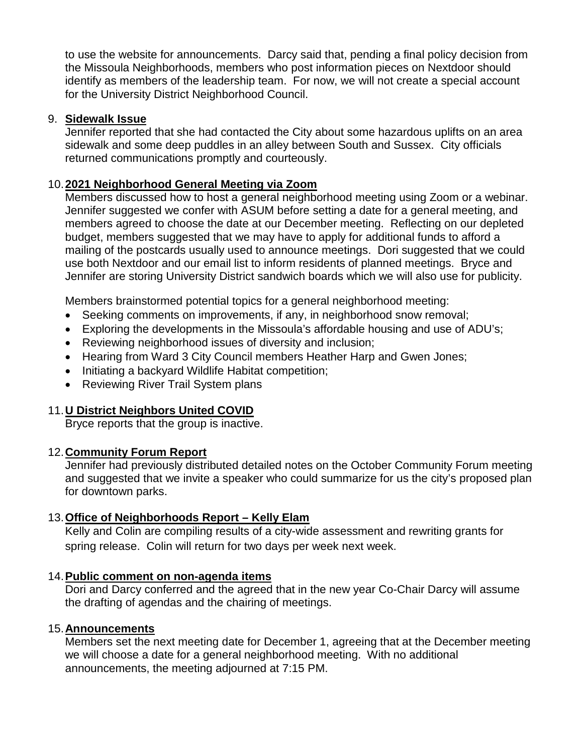to use the website for announcements. Darcy said that, pending a final policy decision from the Missoula Neighborhoods, members who post information pieces on Nextdoor should identify as members of the leadership team. For now, we will not create a special account for the University District Neighborhood Council.

9. **Sidewalk Issue**

   Jennifer reported that she had contacted the City about some hazardous uplifts on an area sidewalk and some deep puddles in an alley between South and Sussex. City officials returned communications promptly and courteously.

10. **2021 Neighborhood General Meeting via Zoom**

    Members discussed how to host a general neighborhood meeting using Zoom or a webinar. Jennifer suggested we confer with ASUM before setting a date for a general meeting, and members agreed to choose the date at our December meeting. Reflecting on our depleted budget, members suggested that we may have to apply for additional funds to afford a mailing of the postcards usually used to announce meetings. Dori suggested that we could use both Nextdoor and our email list to inform residents of planned meetings. Bryce and Jennifer are storing University District sandwich boards which we will also use for publicity.

    Members brainstormed potential topics for a general neighborhood meeting:

    - Seeking comments on improvements, if any, in neighborhood snow removal;
    - Exploring the developments in the Missoula's affordable housing and use of ADU's;
    - Reviewing neighborhood issues of diversity and inclusion;
    - Hearing from Ward 3 City Council members Heather Harp and Gwen Jones;
    - Initiating a backyard Wildlife Habitat competition;
    - Reviewing River Trail System plans

11. **U District Neighbors United COVID**

    Bryce reports that the group is inactive.

12. **Community Forum Report**

    Jennifer had previously distributed detailed notes on the October Community Forum meeting and suggested that we invite a speaker who could summarize for us the city's proposed plan for downtown parks.

13. **Office of Neighborhoods Report – Kelly Elam**

    Kelly and Colin are compiling results of a city-wide assessment and rewriting grants for spring release. Colin will return for two days per week next week.

14. **Public comment on non-agenda items**

    Dori and Darcy conferred and the agreed that in the new year Co-Chair Darcy will assume the drafting of agendas and the chairing of meetings.

15. **Announcements**

    Members set the next meeting date for December 1, agreeing that at the December meeting we will choose a date for a general neighborhood meeting. With no additional announcements, the meeting adjourned at 7:15 PM.